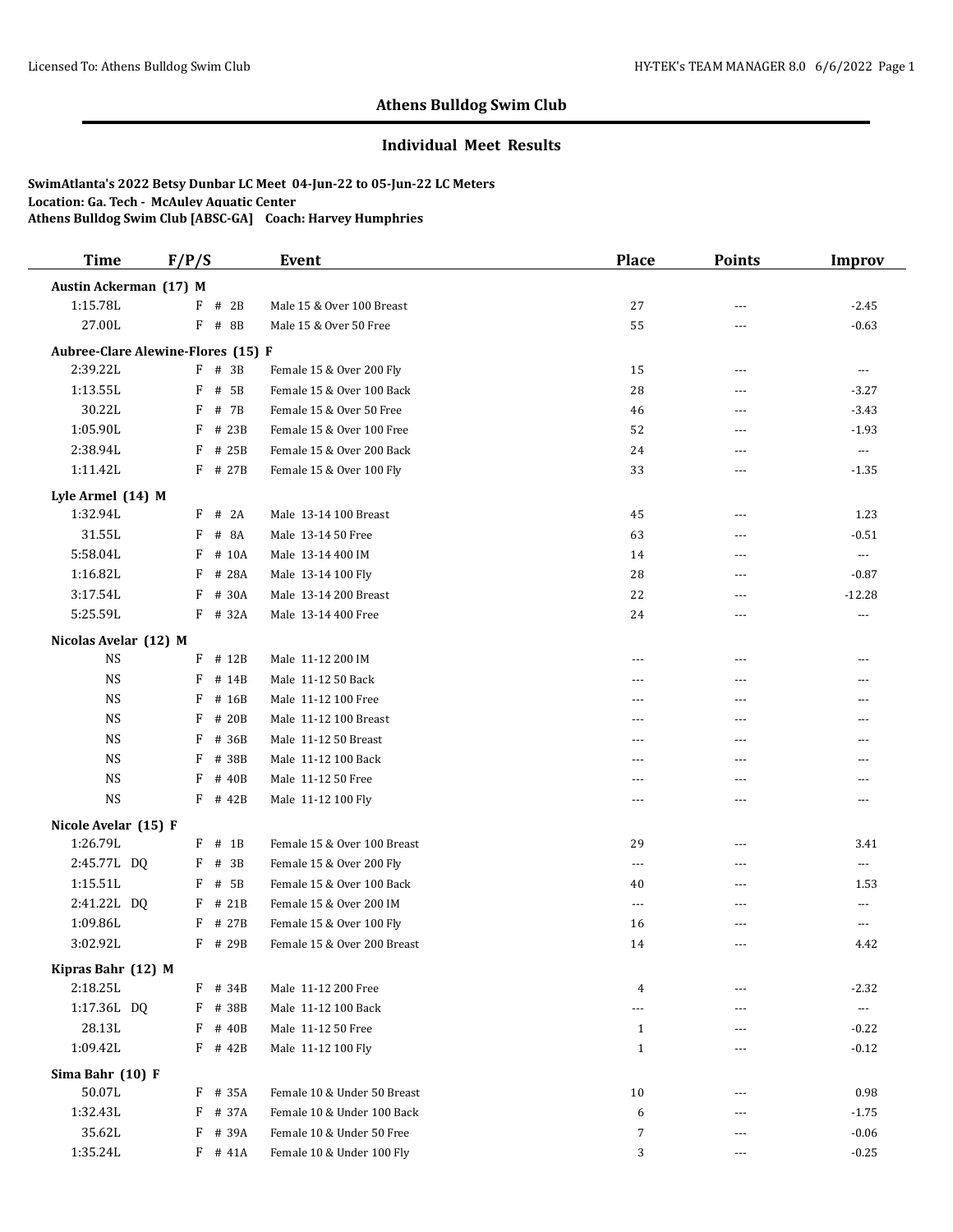## Athens Bulldog Swim Club

### Individual Meet Results

**SwimAtlanta's 2022 Betsy Dunbar LC Meet 04-Jun-22 to 05-Jun-22 LC Meters**
**Location: Ga. Tech - McAuley Aquatic Center**
**Athens Bulldog Swim Club [ABSC-GA] Coach: Harvey Humphries**

| Time | F/P/S | Event | Place | Points | Improv |
|---|---|---|---|---|---|
| **Austin Ackerman (17) M** | | | | | |
| 1:15.78L | F # 2B | Male 15 & Over 100 Breast | 27 | --- | -2.45 |
| 27.00L | F # 8B | Male 15 & Over 50 Free | 55 | --- | -0.63 |
| **Aubree-Clare Alewine-Flores (15) F** | | | | | |
| 2:39.22L | F # 3B | Female 15 & Over 200 Fly | 15 | --- | --- |
| 1:13.55L | F # 5B | Female 15 & Over 100 Back | 28 | --- | -3.27 |
| 30.22L | F # 7B | Female 15 & Over 50 Free | 46 | --- | -3.43 |
| 1:05.90L | F # 23B | Female 15 & Over 100 Free | 52 | --- | -1.93 |
| 2:38.94L | F # 25B | Female 15 & Over 200 Back | 24 | --- | --- |
| 1:11.42L | F # 27B | Female 15 & Over 100 Fly | 33 | --- | -1.35 |
| **Lyle Armel (14) M** | | | | | |
| 1:32.94L | F # 2A | Male 13-14 100 Breast | 45 | --- | 1.23 |
| 31.55L | F # 8A | Male 13-14 50 Free | 63 | --- | -0.51 |
| 5:58.04L | F # 10A | Male 13-14 400 IM | 14 | --- | --- |
| 1:16.82L | F # 28A | Male 13-14 100 Fly | 28 | --- | -0.87 |
| 3:17.54L | F # 30A | Male 13-14 200 Breast | 22 | --- | -12.28 |
| 5:25.59L | F # 32A | Male 13-14 400 Free | 24 | --- | --- |
| **Nicolas Avelar (12) M** | | | | | |
| NS | F # 12B | Male 11-12 200 IM | --- | --- | --- |
| NS | F # 14B | Male 11-12 50 Back | --- | --- | --- |
| NS | F # 16B | Male 11-12 100 Free | --- | --- | --- |
| NS | F # 20B | Male 11-12 100 Breast | --- | --- | --- |
| NS | F # 36B | Male 11-12 50 Breast | --- | --- | --- |
| NS | F # 38B | Male 11-12 100 Back | --- | --- | --- |
| NS | F # 40B | Male 11-12 50 Free | --- | --- | --- |
| NS | F # 42B | Male 11-12 100 Fly | --- | --- | --- |
| **Nicole Avelar (15) F** | | | | | |
| 1:26.79L | F # 1B | Female 15 & Over 100 Breast | 29 | --- | 3.41 |
| 2:45.77L DQ | F # 3B | Female 15 & Over 200 Fly | --- | --- | --- |
| 1:15.51L | F # 5B | Female 15 & Over 100 Back | 40 | --- | 1.53 |
| 2:41.22L DQ | F # 21B | Female 15 & Over 200 IM | --- | --- | --- |
| 1:09.86L | F # 27B | Female 15 & Over 100 Fly | 16 | --- | --- |
| 3:02.92L | F # 29B | Female 15 & Over 200 Breast | 14 | --- | 4.42 |
| **Kipras Bahr (12) M** | | | | | |
| 2:18.25L | F # 34B | Male 11-12 200 Free | 4 | --- | -2.32 |
| 1:17.36L DQ | F # 38B | Male 11-12 100 Back | --- | --- | --- |
| 28.13L | F # 40B | Male 11-12 50 Free | 1 | --- | -0.22 |
| 1:09.42L | F # 42B | Male 11-12 100 Fly | 1 | --- | -0.12 |
| **Sima Bahr (10) F** | | | | | |
| 50.07L | F # 35A | Female 10 & Under 50 Breast | 10 | --- | 0.98 |
| 1:32.43L | F # 37A | Female 10 & Under 100 Back | 6 | --- | -1.75 |
| 35.62L | F # 39A | Female 10 & Under 50 Free | 7 | --- | -0.06 |
| 1:35.24L | F # 41A | Female 10 & Under 100 Fly | 3 | --- | -0.25 |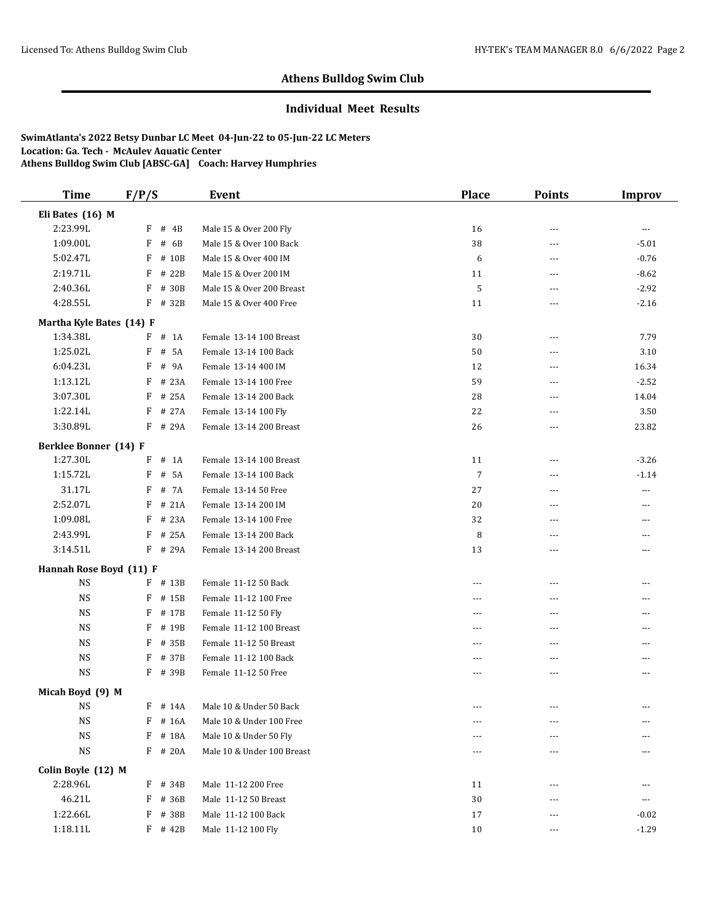## Athens Bulldog Swim Club

### Individual Meet Results

**SwimAtlanta's 2022 Betsy Dunbar LC Meet 04-Jun-22 to 05-Jun-22 LC Meters**
**Location: Ga. Tech - McAuley Aquatic Center**
**Athens Bulldog Swim Club [ABSC-GA] Coach: Harvey Humphries**

| Time | F/P/S | Event | Place | Points | Improv |
|---|---|---|---|---|---|
| **Eli Bates (16) M** | | | | | |
| 2:23.99L | F # 4B | Male 15 & Over 200 Fly | 16 | --- | --- |
| 1:09.00L | F # 6B | Male 15 & Over 100 Back | 38 | --- | -5.01 |
| 5:02.47L | F # 10B | Male 15 & Over 400 IM | 6 | --- | -0.76 |
| 2:19.71L | F # 22B | Male 15 & Over 200 IM | 11 | --- | -8.62 |
| 2:40.36L | F # 30B | Male 15 & Over 200 Breast | 5 | --- | -2.92 |
| 4:28.55L | F # 32B | Male 15 & Over 400 Free | 11 | --- | -2.16 |
| **Martha Kyle Bates (14) F** | | | | | |
| 1:34.38L | F # 1A | Female 13-14 100 Breast | 30 | --- | 7.79 |
| 1:25.02L | F # 5A | Female 13-14 100 Back | 50 | --- | 3.10 |
| 6:04.23L | F # 9A | Female 13-14 400 IM | 12 | --- | 16.34 |
| 1:13.12L | F # 23A | Female 13-14 100 Free | 59 | --- | -2.52 |
| 3:07.30L | F # 25A | Female 13-14 200 Back | 28 | --- | 14.04 |
| 1:22.14L | F # 27A | Female 13-14 100 Fly | 22 | --- | 3.50 |
| 3:30.89L | F # 29A | Female 13-14 200 Breast | 26 | --- | 23.82 |
| **Berklee Bonner (14) F** | | | | | |
| 1:27.30L | F # 1A | Female 13-14 100 Breast | 11 | --- | -3.26 |
| 1:15.72L | F # 5A | Female 13-14 100 Back | 7 | --- | -1.14 |
| 31.17L | F # 7A | Female 13-14 50 Free | 27 | --- | --- |
| 2:52.07L | F # 21A | Female 13-14 200 IM | 20 | --- | --- |
| 1:09.08L | F # 23A | Female 13-14 100 Free | 32 | --- | --- |
| 2:43.99L | F # 25A | Female 13-14 200 Back | 8 | --- | --- |
| 3:14.51L | F # 29A | Female 13-14 200 Breast | 13 | --- | --- |
| **Hannah Rose Boyd (11) F** | | | | | |
| NS | F # 13B | Female 11-12 50 Back | --- | --- | --- |
| NS | F # 15B | Female 11-12 100 Free | --- | --- | --- |
| NS | F # 17B | Female 11-12 50 Fly | --- | --- | --- |
| NS | F # 19B | Female 11-12 100 Breast | --- | --- | --- |
| NS | F # 35B | Female 11-12 50 Breast | --- | --- | --- |
| NS | F # 37B | Female 11-12 100 Back | --- | --- | --- |
| NS | F # 39B | Female 11-12 50 Free | --- | --- | --- |
| **Micah Boyd (9) M** | | | | | |
| NS | F # 14A | Male 10 & Under 50 Back | --- | --- | --- |
| NS | F # 16A | Male 10 & Under 100 Free | --- | --- | --- |
| NS | F # 18A | Male 10 & Under 50 Fly | --- | --- | --- |
| NS | F # 20A | Male 10 & Under 100 Breast | --- | --- | --- |
| **Colin Boyle (12) M** | | | | | |
| 2:28.96L | F # 34B | Male 11-12 200 Free | 11 | --- | --- |
| 46.21L | F # 36B | Male 11-12 50 Breast | 30 | --- | --- |
| 1:22.66L | F # 38B | Male 11-12 100 Back | 17 | --- | -0.02 |
| 1:18.11L | F # 42B | Male 11-12 100 Fly | 10 | --- | -1.29 |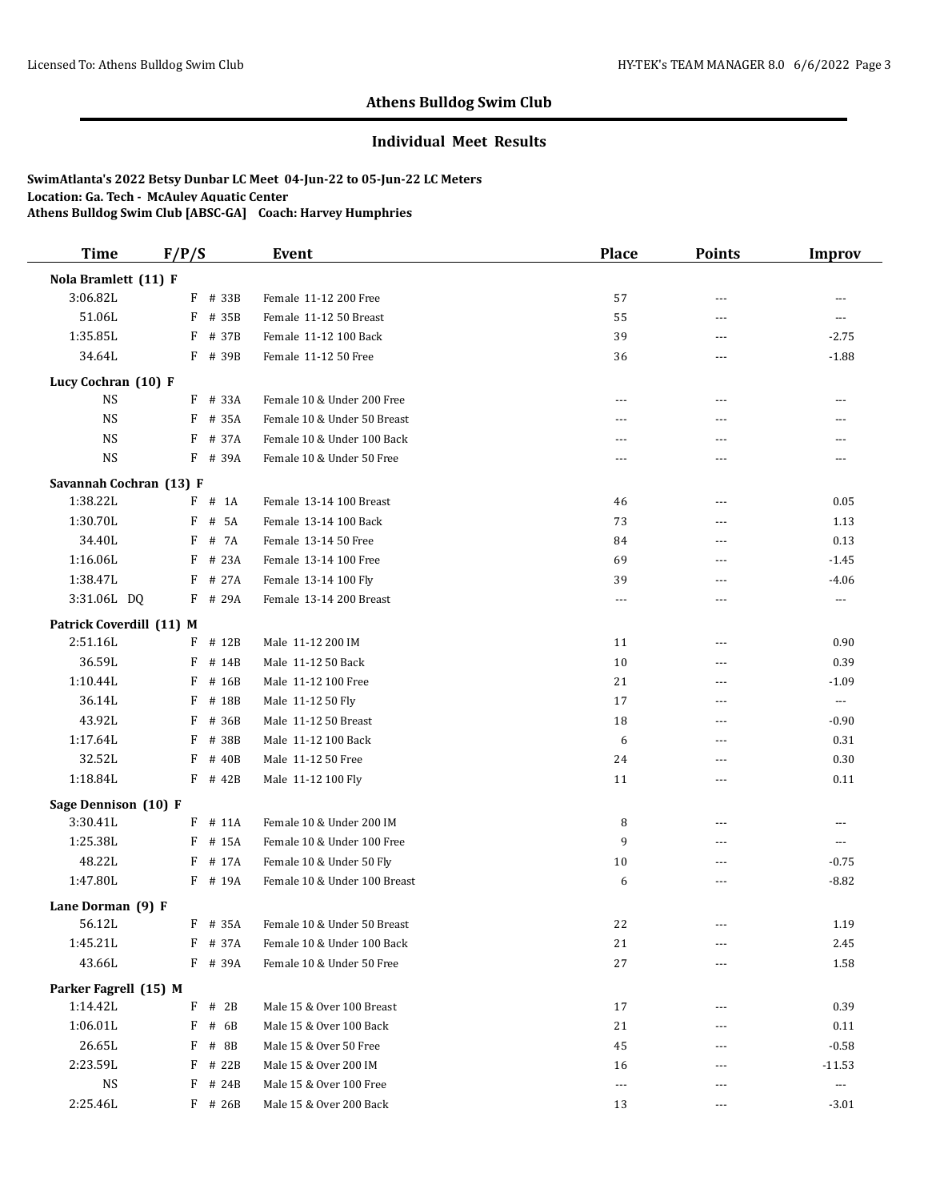## Athens Bulldog Swim Club

### Individual Meet Results

**SwimAtlanta's 2022 Betsy Dunbar LC Meet 04-Jun-22 to 05-Jun-22 LC Meters**
**Location: Ga. Tech - McAuley Aquatic Center**
**Athens Bulldog Swim Club [ABSC-GA] Coach: Harvey Humphries**

| Time | F/P/S | | Event | Place | Points | Improv |
|---|---|---|---|---|---|---|
| **Nola Bramlett (11) F** | | | | | | |
| 3:06.82L | F | # 33B | Female 11-12 200 Free | 57 | --- | --- |
| 51.06L | F | # 35B | Female 11-12 50 Breast | 55 | --- | --- |
| 1:35.85L | F | # 37B | Female 11-12 100 Back | 39 | --- | -2.75 |
| 34.64L | F | # 39B | Female 11-12 50 Free | 36 | --- | -1.88 |
| **Lucy Cochran (10) F** | | | | | | |
| NS | F | # 33A | Female 10 & Under 200 Free | --- | --- | --- |
| NS | F | # 35A | Female 10 & Under 50 Breast | --- | --- | --- |
| NS | F | # 37A | Female 10 & Under 100 Back | --- | --- | --- |
| NS | F | # 39A | Female 10 & Under 50 Free | --- | --- | --- |
| **Savannah Cochran (13) F** | | | | | | |
| 1:38.22L | F | # 1A | Female 13-14 100 Breast | 46 | --- | 0.05 |
| 1:30.70L | F | # 5A | Female 13-14 100 Back | 73 | --- | 1.13 |
| 34.40L | F | # 7A | Female 13-14 50 Free | 84 | --- | 0.13 |
| 1:16.06L | F | # 23A | Female 13-14 100 Free | 69 | --- | -1.45 |
| 1:38.47L | F | # 27A | Female 13-14 100 Fly | 39 | --- | -4.06 |
| 3:31.06L DQ | F | # 29A | Female 13-14 200 Breast | --- | --- | --- |
| **Patrick Coverdill (11) M** | | | | | | |
| 2:51.16L | F | # 12B | Male 11-12 200 IM | 11 | --- | 0.90 |
| 36.59L | F | # 14B | Male 11-12 50 Back | 10 | --- | 0.39 |
| 1:10.44L | F | # 16B | Male 11-12 100 Free | 21 | --- | -1.09 |
| 36.14L | F | # 18B | Male 11-12 50 Fly | 17 | --- | --- |
| 43.92L | F | # 36B | Male 11-12 50 Breast | 18 | --- | -0.90 |
| 1:17.64L | F | # 38B | Male 11-12 100 Back | 6 | --- | 0.31 |
| 32.52L | F | # 40B | Male 11-12 50 Free | 24 | --- | 0.30 |
| 1:18.84L | F | # 42B | Male 11-12 100 Fly | 11 | --- | 0.11 |
| **Sage Dennison (10) F** | | | | | | |
| 3:30.41L | F | # 11A | Female 10 & Under 200 IM | 8 | --- | --- |
| 1:25.38L | F | # 15A | Female 10 & Under 100 Free | 9 | --- | --- |
| 48.22L | F | # 17A | Female 10 & Under 50 Fly | 10 | --- | -0.75 |
| 1:47.80L | F | # 19A | Female 10 & Under 100 Breast | 6 | --- | -8.82 |
| **Lane Dorman (9) F** | | | | | | |
| 56.12L | F | # 35A | Female 10 & Under 50 Breast | 22 | --- | 1.19 |
| 1:45.21L | F | # 37A | Female 10 & Under 100 Back | 21 | --- | 2.45 |
| 43.66L | F | # 39A | Female 10 & Under 50 Free | 27 | --- | 1.58 |
| **Parker Fagrell (15) M** | | | | | | |
| 1:14.42L | F | # 2B | Male 15 & Over 100 Breast | 17 | --- | 0.39 |
| 1:06.01L | F | # 6B | Male 15 & Over 100 Back | 21 | --- | 0.11 |
| 26.65L | F | # 8B | Male 15 & Over 50 Free | 45 | --- | -0.58 |
| 2:23.59L | F | # 22B | Male 15 & Over 200 IM | 16 | --- | -11.53 |
| NS | F | # 24B | Male 15 & Over 100 Free | --- | --- | --- |
| 2:25.46L | F | # 26B | Male 15 & Over 200 Back | 13 | --- | -3.01 |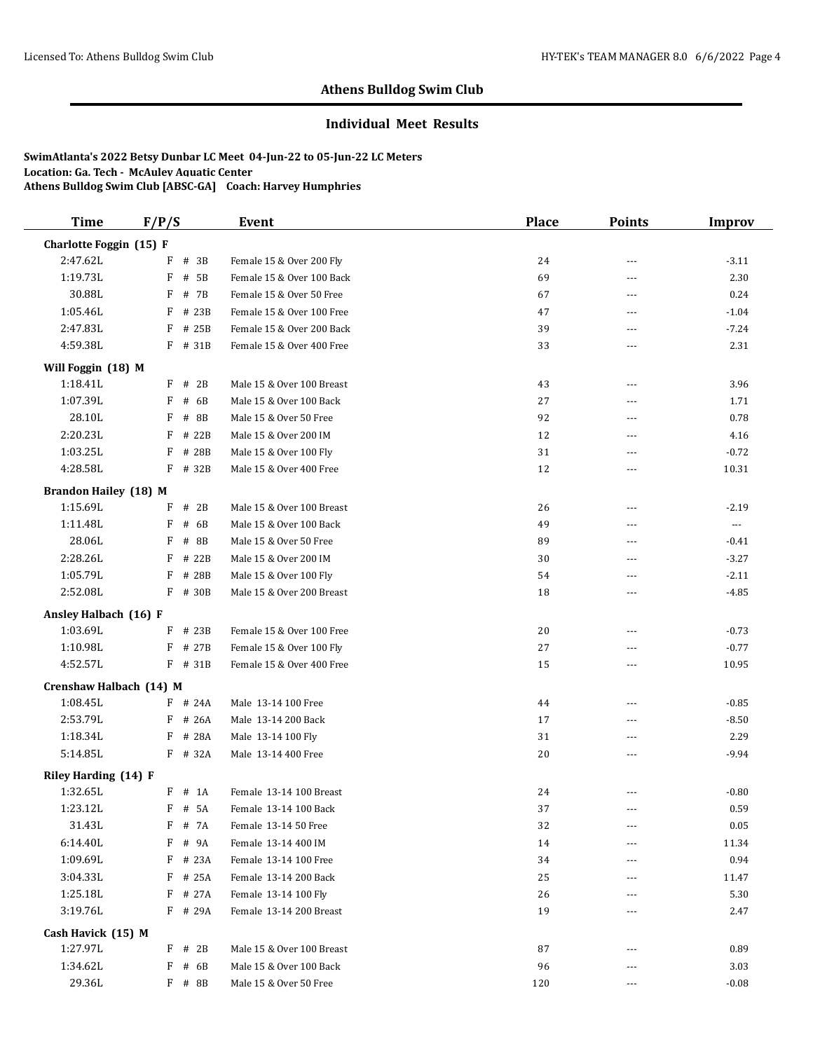## Athens Bulldog Swim Club

### Individual Meet Results

**SwimAtlanta's 2022 Betsy Dunbar LC Meet 04-Jun-22 to 05-Jun-22 LC Meters**
**Location: Ga. Tech - McAuley Aquatic Center**
**Athens Bulldog Swim Club [ABSC-GA] Coach: Harvey Humphries**

| Time | F/P/S | Event | Place | Points | Improv |
|---|---|---|---|---|---|
| **Charlotte Foggin (15) F** | | | | | |
| 2:47.62L | F # 3B | Female 15 & Over 200 Fly | 24 | --- | -3.11 |
| 1:19.73L | F # 5B | Female 15 & Over 100 Back | 69 | --- | 2.30 |
| 30.88L | F # 7B | Female 15 & Over 50 Free | 67 | --- | 0.24 |
| 1:05.46L | F # 23B | Female 15 & Over 100 Free | 47 | --- | -1.04 |
| 2:47.83L | F # 25B | Female 15 & Over 200 Back | 39 | --- | -7.24 |
| 4:59.38L | F # 31B | Female 15 & Over 400 Free | 33 | --- | 2.31 |
| **Will Foggin (18) M** | | | | | |
| 1:18.41L | F # 2B | Male 15 & Over 100 Breast | 43 | --- | 3.96 |
| 1:07.39L | F # 6B | Male 15 & Over 100 Back | 27 | --- | 1.71 |
| 28.10L | F # 8B | Male 15 & Over 50 Free | 92 | --- | 0.78 |
| 2:20.23L | F # 22B | Male 15 & Over 200 IM | 12 | --- | 4.16 |
| 1:03.25L | F # 28B | Male 15 & Over 100 Fly | 31 | --- | -0.72 |
| 4:28.58L | F # 32B | Male 15 & Over 400 Free | 12 | --- | 10.31 |
| **Brandon Hailey (18) M** | | | | | |
| 1:15.69L | F # 2B | Male 15 & Over 100 Breast | 26 | --- | -2.19 |
| 1:11.48L | F # 6B | Male 15 & Over 100 Back | 49 | --- | --- |
| 28.06L | F # 8B | Male 15 & Over 50 Free | 89 | --- | -0.41 |
| 2:28.26L | F # 22B | Male 15 & Over 200 IM | 30 | --- | -3.27 |
| 1:05.79L | F # 28B | Male 15 & Over 100 Fly | 54 | --- | -2.11 |
| 2:52.08L | F # 30B | Male 15 & Over 200 Breast | 18 | --- | -4.85 |
| **Ansley Halbach (16) F** | | | | | |
| 1:03.69L | F # 23B | Female 15 & Over 100 Free | 20 | --- | -0.73 |
| 1:10.98L | F # 27B | Female 15 & Over 100 Fly | 27 | --- | -0.77 |
| 4:52.57L | F # 31B | Female 15 & Over 400 Free | 15 | --- | 10.95 |
| **Crenshaw Halbach (14) M** | | | | | |
| 1:08.45L | F # 24A | Male 13-14 100 Free | 44 | --- | -0.85 |
| 2:53.79L | F # 26A | Male 13-14 200 Back | 17 | --- | -8.50 |
| 1:18.34L | F # 28A | Male 13-14 100 Fly | 31 | --- | 2.29 |
| 5:14.85L | F # 32A | Male 13-14 400 Free | 20 | --- | -9.94 |
| **Riley Harding (14) F** | | | | | |
| 1:32.65L | F # 1A | Female 13-14 100 Breast | 24 | --- | -0.80 |
| 1:23.12L | F # 5A | Female 13-14 100 Back | 37 | --- | 0.59 |
| 31.43L | F # 7A | Female 13-14 50 Free | 32 | --- | 0.05 |
| 6:14.40L | F # 9A | Female 13-14 400 IM | 14 | --- | 11.34 |
| 1:09.69L | F # 23A | Female 13-14 100 Free | 34 | --- | 0.94 |
| 3:04.33L | F # 25A | Female 13-14 200 Back | 25 | --- | 11.47 |
| 1:25.18L | F # 27A | Female 13-14 100 Fly | 26 | --- | 5.30 |
| 3:19.76L | F # 29A | Female 13-14 200 Breast | 19 | --- | 2.47 |
| **Cash Havick (15) M** | | | | | |
| 1:27.97L | F # 2B | Male 15 & Over 100 Breast | 87 | --- | 0.89 |
| 1:34.62L | F # 6B | Male 15 & Over 100 Back | 96 | --- | 3.03 |
| 29.36L | F # 8B | Male 15 & Over 50 Free | 120 | --- | -0.08 |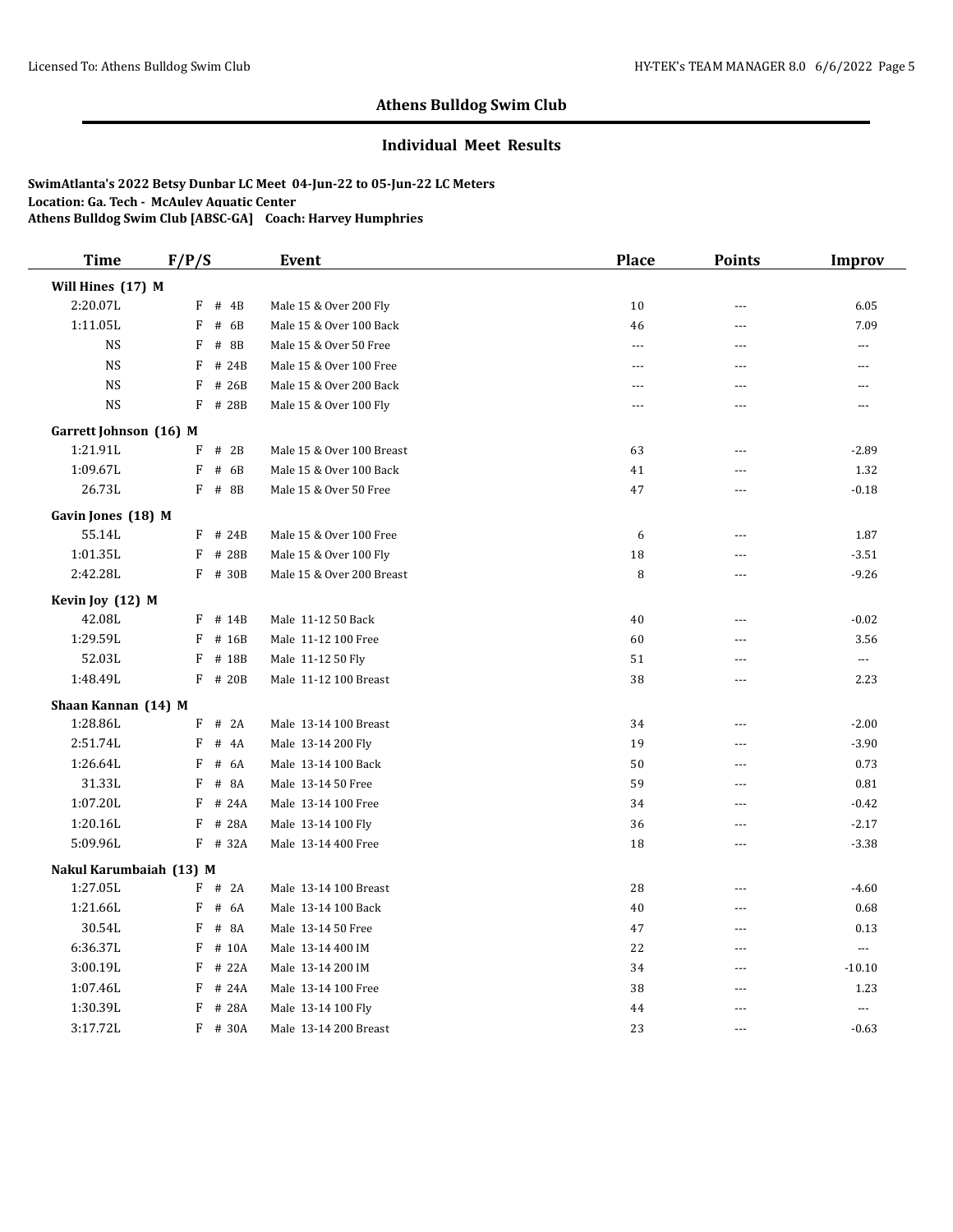## Athens Bulldog Swim Club

### Individual Meet Results

**SwimAtlanta's 2022 Betsy Dunbar LC Meet 04-Jun-22 to 05-Jun-22 LC Meters**
**Location: Ga. Tech - McAuley Aquatic Center**
**Athens Bulldog Swim Club [ABSC-GA] Coach: Harvey Humphries**

| Time | F/P/S | Event | Place | Points | Improv |
|---|---|---|---|---|---|
| **Will Hines (17) M** | | | | | |
| 2:20.07L | F # 4B | Male 15 & Over 200 Fly | 10 | --- | 6.05 |
| 1:11.05L | F # 6B | Male 15 & Over 100 Back | 46 | --- | 7.09 |
| NS | F # 8B | Male 15 & Over 50 Free | --- | --- | --- |
| NS | F # 24B | Male 15 & Over 100 Free | --- | --- | --- |
| NS | F # 26B | Male 15 & Over 200 Back | --- | --- | --- |
| NS | F # 28B | Male 15 & Over 100 Fly | --- | --- | --- |
| **Garrett Johnson (16) M** | | | | | |
| 1:21.91L | F # 2B | Male 15 & Over 100 Breast | 63 | --- | -2.89 |
| 1:09.67L | F # 6B | Male 15 & Over 100 Back | 41 | --- | 1.32 |
| 26.73L | F # 8B | Male 15 & Over 50 Free | 47 | --- | -0.18 |
| **Gavin Jones (18) M** | | | | | |
| 55.14L | F # 24B | Male 15 & Over 100 Free | 6 | --- | 1.87 |
| 1:01.35L | F # 28B | Male 15 & Over 100 Fly | 18 | --- | -3.51 |
| 2:42.28L | F # 30B | Male 15 & Over 200 Breast | 8 | --- | -9.26 |
| **Kevin Joy (12) M** | | | | | |
| 42.08L | F # 14B | Male 11-12 50 Back | 40 | --- | -0.02 |
| 1:29.59L | F # 16B | Male 11-12 100 Free | 60 | --- | 3.56 |
| 52.03L | F # 18B | Male 11-12 50 Fly | 51 | --- | --- |
| 1:48.49L | F # 20B | Male 11-12 100 Breast | 38 | --- | 2.23 |
| **Shaan Kannan (14) M** | | | | | |
| 1:28.86L | F # 2A | Male 13-14 100 Breast | 34 | --- | -2.00 |
| 2:51.74L | F # 4A | Male 13-14 200 Fly | 19 | --- | -3.90 |
| 1:26.64L | F # 6A | Male 13-14 100 Back | 50 | --- | 0.73 |
| 31.33L | F # 8A | Male 13-14 50 Free | 59 | --- | 0.81 |
| 1:07.20L | F # 24A | Male 13-14 100 Free | 34 | --- | -0.42 |
| 1:20.16L | F # 28A | Male 13-14 100 Fly | 36 | --- | -2.17 |
| 5:09.96L | F # 32A | Male 13-14 400 Free | 18 | --- | -3.38 |
| **Nakul Karumbaiah (13) M** | | | | | |
| 1:27.05L | F # 2A | Male 13-14 100 Breast | 28 | --- | -4.60 |
| 1:21.66L | F # 6A | Male 13-14 100 Back | 40 | --- | 0.68 |
| 30.54L | F # 8A | Male 13-14 50 Free | 47 | --- | 0.13 |
| 6:36.37L | F # 10A | Male 13-14 400 IM | 22 | --- | --- |
| 3:00.19L | F # 22A | Male 13-14 200 IM | 34 | --- | -10.10 |
| 1:07.46L | F # 24A | Male 13-14 100 Free | 38 | --- | 1.23 |
| 1:30.39L | F # 28A | Male 13-14 100 Fly | 44 | --- | --- |
| 3:17.72L | F # 30A | Male 13-14 200 Breast | 23 | --- | -0.63 |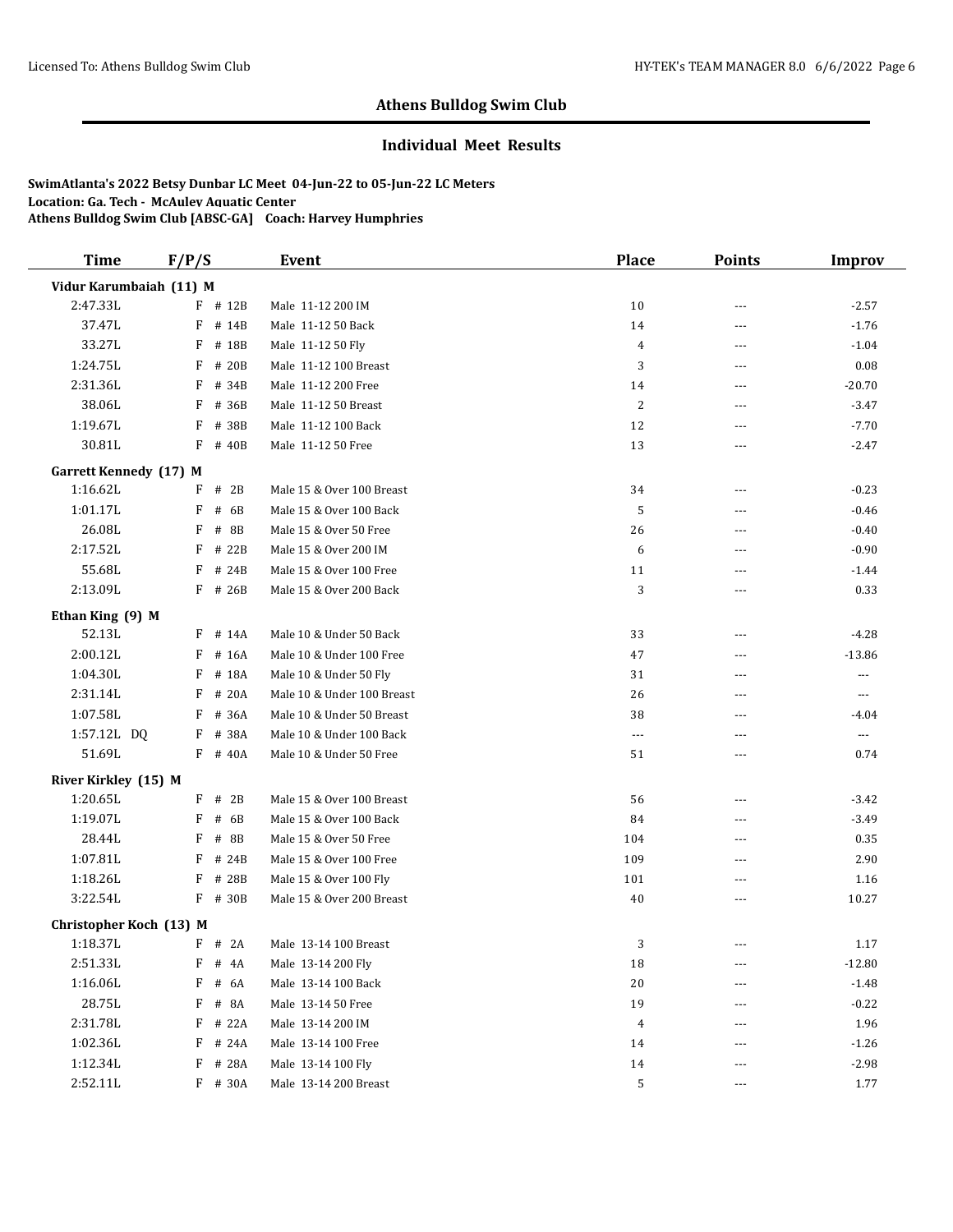## Athens Bulldog Swim Club

### Individual Meet Results

**SwimAtlanta's 2022 Betsy Dunbar LC Meet 04-Jun-22 to 05-Jun-22 LC Meters**
**Location: Ga. Tech - McAuley Aquatic Center**
**Athens Bulldog Swim Club [ABSC-GA] Coach: Harvey Humphries**

| Time | F/P/S | | Event | Place | Points | Improv |
|---|---|---|---|---|---|---|
| **Vidur Karumbaiah (11) M** | | | | | | |
| 2:47.33L | F | # 12B | Male 11-12 200 IM | 10 | --- | -2.57 |
| 37.47L | F | # 14B | Male 11-12 50 Back | 14 | --- | -1.76 |
| 33.27L | F | # 18B | Male 11-12 50 Fly | 4 | --- | -1.04 |
| 1:24.75L | F | # 20B | Male 11-12 100 Breast | 3 | --- | 0.08 |
| 2:31.36L | F | # 34B | Male 11-12 200 Free | 14 | --- | -20.70 |
| 38.06L | F | # 36B | Male 11-12 50 Breast | 2 | --- | -3.47 |
| 1:19.67L | F | # 38B | Male 11-12 100 Back | 12 | --- | -7.70 |
| 30.81L | F | # 40B | Male 11-12 50 Free | 13 | --- | -2.47 |
| **Garrett Kennedy (17) M** | | | | | | |
| 1:16.62L | F | # 2B | Male 15 & Over 100 Breast | 34 | --- | -0.23 |
| 1:01.17L | F | # 6B | Male 15 & Over 100 Back | 5 | --- | -0.46 |
| 26.08L | F | # 8B | Male 15 & Over 50 Free | 26 | --- | -0.40 |
| 2:17.52L | F | # 22B | Male 15 & Over 200 IM | 6 | --- | -0.90 |
| 55.68L | F | # 24B | Male 15 & Over 100 Free | 11 | --- | -1.44 |
| 2:13.09L | F | # 26B | Male 15 & Over 200 Back | 3 | --- | 0.33 |
| **Ethan King (9) M** | | | | | | |
| 52.13L | F | # 14A | Male 10 & Under 50 Back | 33 | --- | -4.28 |
| 2:00.12L | F | # 16A | Male 10 & Under 100 Free | 47 | --- | -13.86 |
| 1:04.30L | F | # 18A | Male 10 & Under 50 Fly | 31 | --- | --- |
| 2:31.14L | F | # 20A | Male 10 & Under 100 Breast | 26 | --- | --- |
| 1:07.58L | F | # 36A | Male 10 & Under 50 Breast | 38 | --- | -4.04 |
| 1:57.12L DQ | F | # 38A | Male 10 & Under 100 Back | --- | --- | --- |
| 51.69L | F | # 40A | Male 10 & Under 50 Free | 51 | --- | 0.74 |
| **River Kirkley (15) M** | | | | | | |
| 1:20.65L | F | # 2B | Male 15 & Over 100 Breast | 56 | --- | -3.42 |
| 1:19.07L | F | # 6B | Male 15 & Over 100 Back | 84 | --- | -3.49 |
| 28.44L | F | # 8B | Male 15 & Over 50 Free | 104 | --- | 0.35 |
| 1:07.81L | F | # 24B | Male 15 & Over 100 Free | 109 | --- | 2.90 |
| 1:18.26L | F | # 28B | Male 15 & Over 100 Fly | 101 | --- | 1.16 |
| 3:22.54L | F | # 30B | Male 15 & Over 200 Breast | 40 | --- | 10.27 |
| **Christopher Koch (13) M** | | | | | | |
| 1:18.37L | F | # 2A | Male 13-14 100 Breast | 3 | --- | 1.17 |
| 2:51.33L | F | # 4A | Male 13-14 200 Fly | 18 | --- | -12.80 |
| 1:16.06L | F | # 6A | Male 13-14 100 Back | 20 | --- | -1.48 |
| 28.75L | F | # 8A | Male 13-14 50 Free | 19 | --- | -0.22 |
| 2:31.78L | F | # 22A | Male 13-14 200 IM | 4 | --- | 1.96 |
| 1:02.36L | F | # 24A | Male 13-14 100 Free | 14 | --- | -1.26 |
| 1:12.34L | F | # 28A | Male 13-14 100 Fly | 14 | --- | -2.98 |
| 2:52.11L | F | # 30A | Male 13-14 200 Breast | 5 | --- | 1.77 |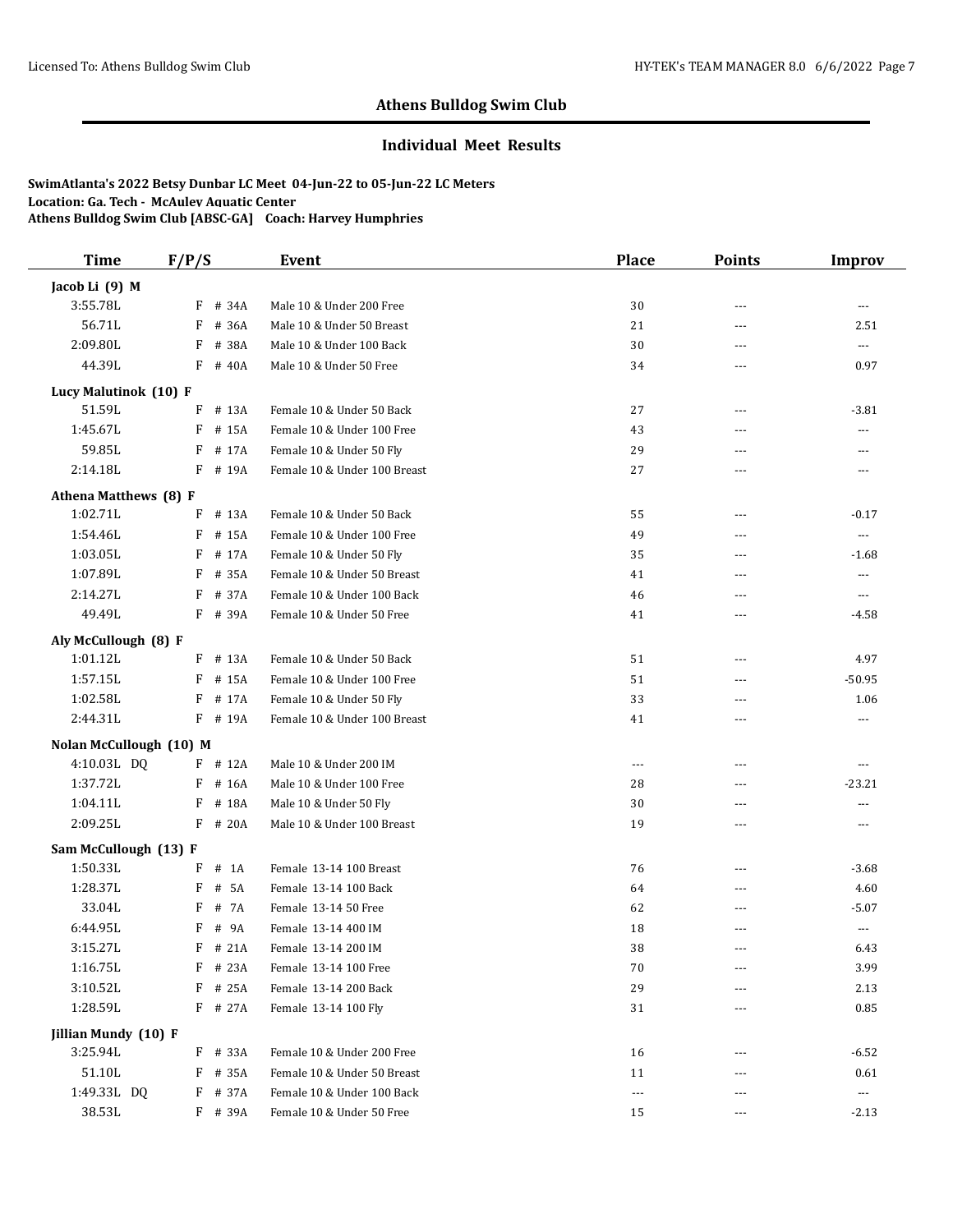## Athens Bulldog Swim Club

### Individual Meet Results

**SwimAtlanta's 2022 Betsy Dunbar LC Meet 04-Jun-22 to 05-Jun-22 LC Meters**
**Location: Ga. Tech - McAuley Aquatic Center**
**Athens Bulldog Swim Club [ABSC-GA] Coach: Harvey Humphries**

| Time | F/P/S | | Event | Place | Points | Improv |
|---|---|---|---|---|---|---|
| **Jacob Li (9) M** | | | | | | |
| 3:55.78L | F | # 34A | Male 10 & Under 200 Free | 30 | --- | --- |
| 56.71L | F | # 36A | Male 10 & Under 50 Breast | 21 | --- | 2.51 |
| 2:09.80L | F | # 38A | Male 10 & Under 100 Back | 30 | --- | --- |
| 44.39L | F | # 40A | Male 10 & Under 50 Free | 34 | --- | 0.97 |
| **Lucy Malutinok (10) F** | | | | | | |
| 51.59L | F | # 13A | Female 10 & Under 50 Back | 27 | --- | -3.81 |
| 1:45.67L | F | # 15A | Female 10 & Under 100 Free | 43 | --- | --- |
| 59.85L | F | # 17A | Female 10 & Under 50 Fly | 29 | --- | --- |
| 2:14.18L | F | # 19A | Female 10 & Under 100 Breast | 27 | --- | --- |
| **Athena Matthews (8) F** | | | | | | |
| 1:02.71L | F | # 13A | Female 10 & Under 50 Back | 55 | --- | -0.17 |
| 1:54.46L | F | # 15A | Female 10 & Under 100 Free | 49 | --- | --- |
| 1:03.05L | F | # 17A | Female 10 & Under 50 Fly | 35 | --- | -1.68 |
| 1:07.89L | F | # 35A | Female 10 & Under 50 Breast | 41 | --- | --- |
| 2:14.27L | F | # 37A | Female 10 & Under 100 Back | 46 | --- | --- |
| 49.49L | F | # 39A | Female 10 & Under 50 Free | 41 | --- | -4.58 |
| **Aly McCullough (8) F** | | | | | | |
| 1:01.12L | F | # 13A | Female 10 & Under 50 Back | 51 | --- | 4.97 |
| 1:57.15L | F | # 15A | Female 10 & Under 100 Free | 51 | --- | -50.95 |
| 1:02.58L | F | # 17A | Female 10 & Under 50 Fly | 33 | --- | 1.06 |
| 2:44.31L | F | # 19A | Female 10 & Under 100 Breast | 41 | --- | --- |
| **Nolan McCullough (10) M** | | | | | | |
| 4:10.03L DQ | F | # 12A | Male 10 & Under 200 IM | --- | --- | --- |
| 1:37.72L | F | # 16A | Male 10 & Under 100 Free | 28 | --- | -23.21 |
| 1:04.11L | F | # 18A | Male 10 & Under 50 Fly | 30 | --- | --- |
| 2:09.25L | F | # 20A | Male 10 & Under 100 Breast | 19 | --- | --- |
| **Sam McCullough (13) F** | | | | | | |
| 1:50.33L | F | # 1A | Female 13-14 100 Breast | 76 | --- | -3.68 |
| 1:28.37L | F | # 5A | Female 13-14 100 Back | 64 | --- | 4.60 |
| 33.04L | F | # 7A | Female 13-14 50 Free | 62 | --- | -5.07 |
| 6:44.95L | F | # 9A | Female 13-14 400 IM | 18 | --- | --- |
| 3:15.27L | F | # 21A | Female 13-14 200 IM | 38 | --- | 6.43 |
| 1:16.75L | F | # 23A | Female 13-14 100 Free | 70 | --- | 3.99 |
| 3:10.52L | F | # 25A | Female 13-14 200 Back | 29 | --- | 2.13 |
| 1:28.59L | F | # 27A | Female 13-14 100 Fly | 31 | --- | 0.85 |
| **Jillian Mundy (10) F** | | | | | | |
| 3:25.94L | F | # 33A | Female 10 & Under 200 Free | 16 | --- | -6.52 |
| 51.10L | F | # 35A | Female 10 & Under 50 Breast | 11 | --- | 0.61 |
| 1:49.33L DQ | F | # 37A | Female 10 & Under 100 Back | --- | --- | --- |
| 38.53L | F | # 39A | Female 10 & Under 50 Free | 15 | --- | -2.13 |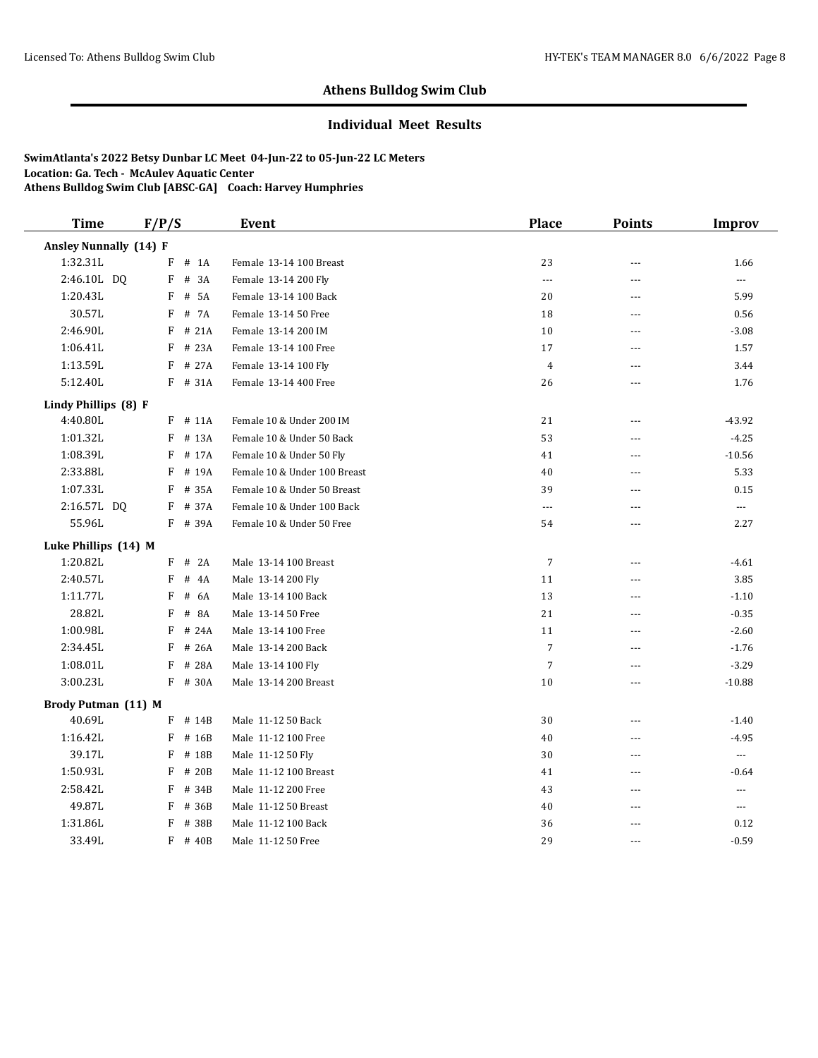## Athens Bulldog Swim Club

### Individual Meet Results

**SwimAtlanta's 2022 Betsy Dunbar LC Meet 04-Jun-22 to 05-Jun-22 LC Meters**
**Location: Ga. Tech - McAuley Aquatic Center**
**Athens Bulldog Swim Club [ABSC-GA] Coach: Harvey Humphries**

| Time | F/P/S | Event | Place | Points | Improv |
|---|---|---|---|---|---|
| **Ansley Nunnally (14) F** | | | | | |
| 1:32.31L | F # 1A | Female 13-14 100 Breast | 23 | --- | 1.66 |
| 2:46.10L DQ | F # 3A | Female 13-14 200 Fly | --- | --- | --- |
| 1:20.43L | F # 5A | Female 13-14 100 Back | 20 | --- | 5.99 |
| 30.57L | F # 7A | Female 13-14 50 Free | 18 | --- | 0.56 |
| 2:46.90L | F # 21A | Female 13-14 200 IM | 10 | --- | -3.08 |
| 1:06.41L | F # 23A | Female 13-14 100 Free | 17 | --- | 1.57 |
| 1:13.59L | F # 27A | Female 13-14 100 Fly | 4 | --- | 3.44 |
| 5:12.40L | F # 31A | Female 13-14 400 Free | 26 | --- | 1.76 |
| **Lindy Phillips (8) F** | | | | | |
| 4:40.80L | F # 11A | Female 10 & Under 200 IM | 21 | --- | -43.92 |
| 1:01.32L | F # 13A | Female 10 & Under 50 Back | 53 | --- | -4.25 |
| 1:08.39L | F # 17A | Female 10 & Under 50 Fly | 41 | --- | -10.56 |
| 2:33.88L | F # 19A | Female 10 & Under 100 Breast | 40 | --- | 5.33 |
| 1:07.33L | F # 35A | Female 10 & Under 50 Breast | 39 | --- | 0.15 |
| 2:16.57L DQ | F # 37A | Female 10 & Under 100 Back | --- | --- | --- |
| 55.96L | F # 39A | Female 10 & Under 50 Free | 54 | --- | 2.27 |
| **Luke Phillips (14) M** | | | | | |
| 1:20.82L | F # 2A | Male 13-14 100 Breast | 7 | --- | -4.61 |
| 2:40.57L | F # 4A | Male 13-14 200 Fly | 11 | --- | 3.85 |
| 1:11.77L | F # 6A | Male 13-14 100 Back | 13 | --- | -1.10 |
| 28.82L | F # 8A | Male 13-14 50 Free | 21 | --- | -0.35 |
| 1:00.98L | F # 24A | Male 13-14 100 Free | 11 | --- | -2.60 |
| 2:34.45L | F # 26A | Male 13-14 200 Back | 7 | --- | -1.76 |
| 1:08.01L | F # 28A | Male 13-14 100 Fly | 7 | --- | -3.29 |
| 3:00.23L | F # 30A | Male 13-14 200 Breast | 10 | --- | -10.88 |
| **Brody Putman (11) M** | | | | | |
| 40.69L | F # 14B | Male 11-12 50 Back | 30 | --- | -1.40 |
| 1:16.42L | F # 16B | Male 11-12 100 Free | 40 | --- | -4.95 |
| 39.17L | F # 18B | Male 11-12 50 Fly | 30 | --- | --- |
| 1:50.93L | F # 20B | Male 11-12 100 Breast | 41 | --- | -0.64 |
| 2:58.42L | F # 34B | Male 11-12 200 Free | 43 | --- | --- |
| 49.87L | F # 36B | Male 11-12 50 Breast | 40 | --- | --- |
| 1:31.86L | F # 38B | Male 11-12 100 Back | 36 | --- | 0.12 |
| 33.49L | F # 40B | Male 11-12 50 Free | 29 | --- | -0.59 |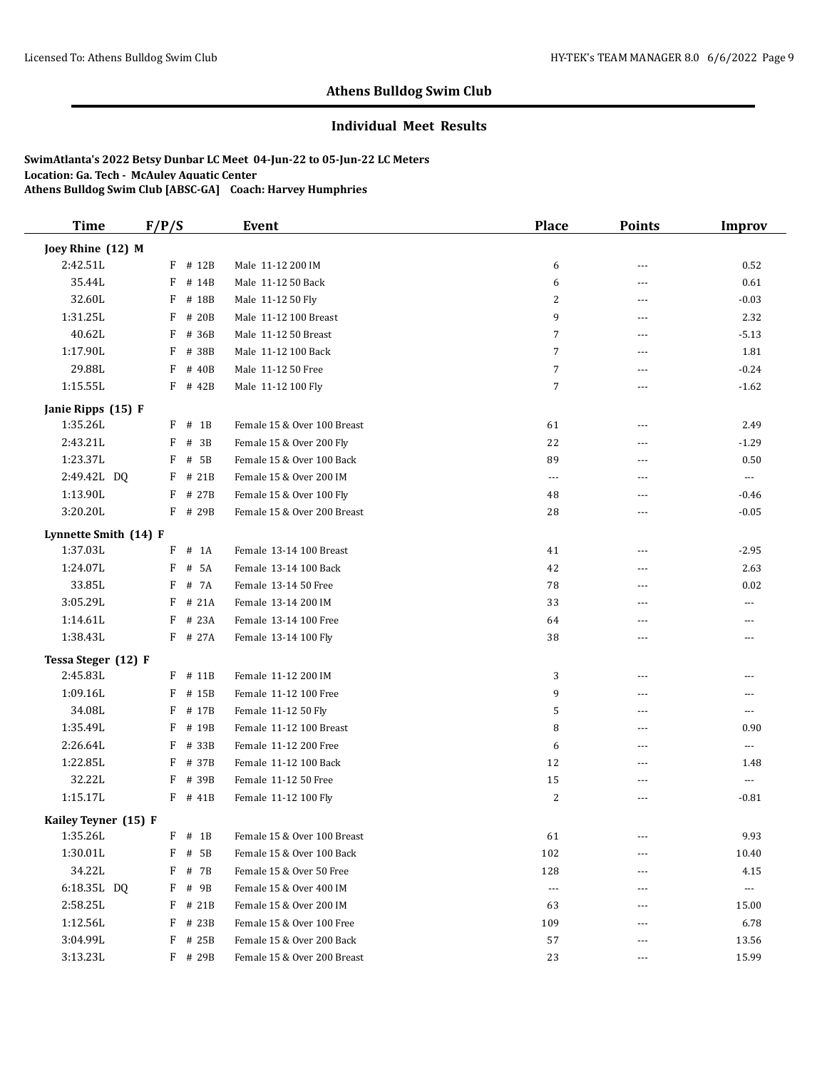## Athens Bulldog Swim Club

### Individual Meet Results

**SwimAtlanta's 2022 Betsy Dunbar LC Meet 04-Jun-22 to 05-Jun-22 LC Meters**
**Location: Ga. Tech - McAuley Aquatic Center**
**Athens Bulldog Swim Club [ABSC-GA] Coach: Harvey Humphries**

| Time | F/P/S | Event | Place | Points | Improv |
|---|---|---|---|---|---|
| **Joey Rhine (12) M** | | | | | |
| 2:42.51L | F # 12B | Male 11-12 200 IM | 6 | --- | 0.52 |
| 35.44L | F # 14B | Male 11-12 50 Back | 6 | --- | 0.61 |
| 32.60L | F # 18B | Male 11-12 50 Fly | 2 | --- | -0.03 |
| 1:31.25L | F # 20B | Male 11-12 100 Breast | 9 | --- | 2.32 |
| 40.62L | F # 36B | Male 11-12 50 Breast | 7 | --- | -5.13 |
| 1:17.90L | F # 38B | Male 11-12 100 Back | 7 | --- | 1.81 |
| 29.88L | F # 40B | Male 11-12 50 Free | 7 | --- | -0.24 |
| 1:15.55L | F # 42B | Male 11-12 100 Fly | 7 | --- | -1.62 |
| **Janie Ripps (15) F** | | | | | |
| 1:35.26L | F # 1B | Female 15 & Over 100 Breast | 61 | --- | 2.49 |
| 2:43.21L | F # 3B | Female 15 & Over 200 Fly | 22 | --- | -1.29 |
| 1:23.37L | F # 5B | Female 15 & Over 100 Back | 89 | --- | 0.50 |
| 2:49.42L DQ | F # 21B | Female 15 & Over 200 IM | --- | --- | --- |
| 1:13.90L | F # 27B | Female 15 & Over 100 Fly | 48 | --- | -0.46 |
| 3:20.20L | F # 29B | Female 15 & Over 200 Breast | 28 | --- | -0.05 |
| **Lynnette Smith (14) F** | | | | | |
| 1:37.03L | F # 1A | Female 13-14 100 Breast | 41 | --- | -2.95 |
| 1:24.07L | F # 5A | Female 13-14 100 Back | 42 | --- | 2.63 |
| 33.85L | F # 7A | Female 13-14 50 Free | 78 | --- | 0.02 |
| 3:05.29L | F # 21A | Female 13-14 200 IM | 33 | --- | --- |
| 1:14.61L | F # 23A | Female 13-14 100 Free | 64 | --- | --- |
| 1:38.43L | F # 27A | Female 13-14 100 Fly | 38 | --- | --- |
| **Tessa Steger (12) F** | | | | | |
| 2:45.83L | F # 11B | Female 11-12 200 IM | 3 | --- | --- |
| 1:09.16L | F # 15B | Female 11-12 100 Free | 9 | --- | --- |
| 34.08L | F # 17B | Female 11-12 50 Fly | 5 | --- | --- |
| 1:35.49L | F # 19B | Female 11-12 100 Breast | 8 | --- | 0.90 |
| 2:26.64L | F # 33B | Female 11-12 200 Free | 6 | --- | --- |
| 1:22.85L | F # 37B | Female 11-12 100 Back | 12 | --- | 1.48 |
| 32.22L | F # 39B | Female 11-12 50 Free | 15 | --- | --- |
| 1:15.17L | F # 41B | Female 11-12 100 Fly | 2 | --- | -0.81 |
| **Kailey Teyner (15) F** | | | | | |
| 1:35.26L | F # 1B | Female 15 & Over 100 Breast | 61 | --- | 9.93 |
| 1:30.01L | F # 5B | Female 15 & Over 100 Back | 102 | --- | 10.40 |
| 34.22L | F # 7B | Female 15 & Over 50 Free | 128 | --- | 4.15 |
| 6:18.35L DQ | F # 9B | Female 15 & Over 400 IM | --- | --- | --- |
| 2:58.25L | F # 21B | Female 15 & Over 200 IM | 63 | --- | 15.00 |
| 1:12.56L | F # 23B | Female 15 & Over 100 Free | 109 | --- | 6.78 |
| 3:04.99L | F # 25B | Female 15 & Over 200 Back | 57 | --- | 13.56 |
| 3:13.23L | F # 29B | Female 15 & Over 200 Breast | 23 | --- | 15.99 |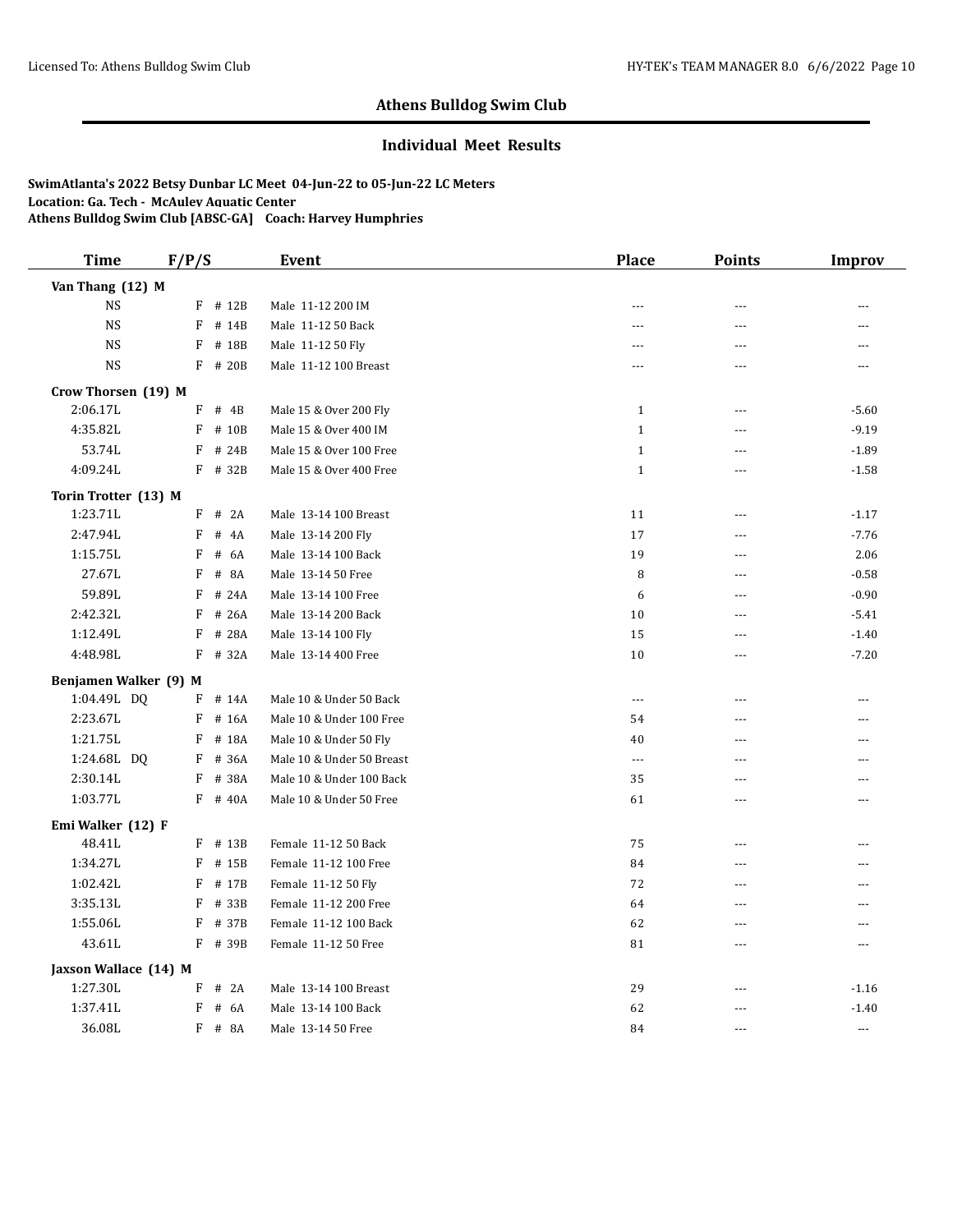## Athens Bulldog Swim Club

### Individual Meet Results

**SwimAtlanta's 2022 Betsy Dunbar LC Meet 04-Jun-22 to 05-Jun-22 LC Meters**
**Location: Ga. Tech - McAuley Aquatic Center**
**Athens Bulldog Swim Club [ABSC-GA] Coach: Harvey Humphries**

| Time | F/P/S | Event | Place | Points | Improv |
|---|---|---|---|---|---|
| **Van Thang (12) M** | | | | | |
| NS | F # 12B | Male 11-12 200 IM | --- | --- | --- |
| NS | F # 14B | Male 11-12 50 Back | --- | --- | --- |
| NS | F # 18B | Male 11-12 50 Fly | --- | --- | --- |
| NS | F # 20B | Male 11-12 100 Breast | --- | --- | --- |
| **Crow Thorsen (19) M** | | | | | |
| 2:06.17L | F # 4B | Male 15 & Over 200 Fly | 1 | --- | -5.60 |
| 4:35.82L | F # 10B | Male 15 & Over 400 IM | 1 | --- | -9.19 |
| 53.74L | F # 24B | Male 15 & Over 100 Free | 1 | --- | -1.89 |
| 4:09.24L | F # 32B | Male 15 & Over 400 Free | 1 | --- | -1.58 |
| **Torin Trotter (13) M** | | | | | |
| 1:23.71L | F # 2A | Male 13-14 100 Breast | 11 | --- | -1.17 |
| 2:47.94L | F # 4A | Male 13-14 200 Fly | 17 | --- | -7.76 |
| 1:15.75L | F # 6A | Male 13-14 100 Back | 19 | --- | 2.06 |
| 27.67L | F # 8A | Male 13-14 50 Free | 8 | --- | -0.58 |
| 59.89L | F # 24A | Male 13-14 100 Free | 6 | --- | -0.90 |
| 2:42.32L | F # 26A | Male 13-14 200 Back | 10 | --- | -5.41 |
| 1:12.49L | F # 28A | Male 13-14 100 Fly | 15 | --- | -1.40 |
| 4:48.98L | F # 32A | Male 13-14 400 Free | 10 | --- | -7.20 |
| **Benjamen Walker (9) M** | | | | | |
| 1:04.49L DQ | F # 14A | Male 10 & Under 50 Back | --- | --- | --- |
| 2:23.67L | F # 16A | Male 10 & Under 100 Free | 54 | --- | --- |
| 1:21.75L | F # 18A | Male 10 & Under 50 Fly | 40 | --- | --- |
| 1:24.68L DQ | F # 36A | Male 10 & Under 50 Breast | --- | --- | --- |
| 2:30.14L | F # 38A | Male 10 & Under 100 Back | 35 | --- | --- |
| 1:03.77L | F # 40A | Male 10 & Under 50 Free | 61 | --- | --- |
| **Emi Walker (12) F** | | | | | |
| 48.41L | F # 13B | Female 11-12 50 Back | 75 | --- | --- |
| 1:34.27L | F # 15B | Female 11-12 100 Free | 84 | --- | --- |
| 1:02.42L | F # 17B | Female 11-12 50 Fly | 72 | --- | --- |
| 3:35.13L | F # 33B | Female 11-12 200 Free | 64 | --- | --- |
| 1:55.06L | F # 37B | Female 11-12 100 Back | 62 | --- | --- |
| 43.61L | F # 39B | Female 11-12 50 Free | 81 | --- | --- |
| **Jaxson Wallace (14) M** | | | | | |
| 1:27.30L | F # 2A | Male 13-14 100 Breast | 29 | --- | -1.16 |
| 1:37.41L | F # 6A | Male 13-14 100 Back | 62 | --- | -1.40 |
| 36.08L | F # 8A | Male 13-14 50 Free | 84 | --- | --- |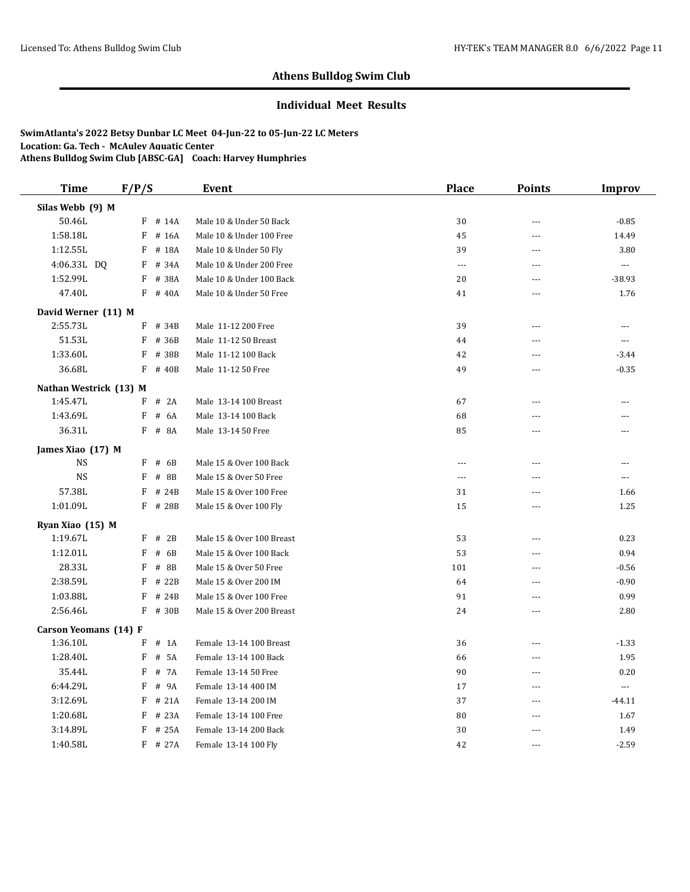## Athens Bulldog Swim Club

### Individual Meet Results

**SwimAtlanta's 2022 Betsy Dunbar LC Meet 04-Jun-22 to 05-Jun-22 LC Meters**
**Location: Ga. Tech - McAuley Aquatic Center**
**Athens Bulldog Swim Club [ABSC-GA] Coach: Harvey Humphries**

| Time | F/P/S | Event | Place | Points | Improv |
|---|---|---|---|---|---|
| **Silas Webb (9) M** | | | | | |
| 50.46L | F # 14A | Male 10 & Under 50 Back | 30 | --- | -0.85 |
| 1:58.18L | F # 16A | Male 10 & Under 100 Free | 45 | --- | 14.49 |
| 1:12.55L | F # 18A | Male 10 & Under 50 Fly | 39 | --- | 3.80 |
| 4:06.33L DQ | F # 34A | Male 10 & Under 200 Free | --- | --- | --- |
| 1:52.99L | F # 38A | Male 10 & Under 100 Back | 20 | --- | -38.93 |
| 47.40L | F # 40A | Male 10 & Under 50 Free | 41 | --- | 1.76 |
| **David Werner (11) M** | | | | | |
| 2:55.73L | F # 34B | Male 11-12 200 Free | 39 | --- | --- |
| 51.53L | F # 36B | Male 11-12 50 Breast | 44 | --- | --- |
| 1:33.60L | F # 38B | Male 11-12 100 Back | 42 | --- | -3.44 |
| 36.68L | F # 40B | Male 11-12 50 Free | 49 | --- | -0.35 |
| **Nathan Westrick (13) M** | | | | | |
| 1:45.47L | F # 2A | Male 13-14 100 Breast | 67 | --- | --- |
| 1:43.69L | F # 6A | Male 13-14 100 Back | 68 | --- | --- |
| 36.31L | F # 8A | Male 13-14 50 Free | 85 | --- | --- |
| **James Xiao (17) M** | | | | | |
| NS | F # 6B | Male 15 & Over 100 Back | --- | --- | --- |
| NS | F # 8B | Male 15 & Over 50 Free | --- | --- | --- |
| 57.38L | F # 24B | Male 15 & Over 100 Free | 31 | --- | 1.66 |
| 1:01.09L | F # 28B | Male 15 & Over 100 Fly | 15 | --- | 1.25 |
| **Ryan Xiao (15) M** | | | | | |
| 1:19.67L | F # 2B | Male 15 & Over 100 Breast | 53 | --- | 0.23 |
| 1:12.01L | F # 6B | Male 15 & Over 100 Back | 53 | --- | 0.94 |
| 28.33L | F # 8B | Male 15 & Over 50 Free | 101 | --- | -0.56 |
| 2:38.59L | F # 22B | Male 15 & Over 200 IM | 64 | --- | -0.90 |
| 1:03.88L | F # 24B | Male 15 & Over 100 Free | 91 | --- | 0.99 |
| 2:56.46L | F # 30B | Male 15 & Over 200 Breast | 24 | --- | 2.80 |
| **Carson Yeomans (14) F** | | | | | |
| 1:36.10L | F # 1A | Female 13-14 100 Breast | 36 | --- | -1.33 |
| 1:28.40L | F # 5A | Female 13-14 100 Back | 66 | --- | 1.95 |
| 35.44L | F # 7A | Female 13-14 50 Free | 90 | --- | 0.20 |
| 6:44.29L | F # 9A | Female 13-14 400 IM | 17 | --- | --- |
| 3:12.69L | F # 21A | Female 13-14 200 IM | 37 | --- | -44.11 |
| 1:20.68L | F # 23A | Female 13-14 100 Free | 80 | --- | 1.67 |
| 3:14.89L | F # 25A | Female 13-14 200 Back | 30 | --- | 1.49 |
| 1:40.58L | F # 27A | Female 13-14 100 Fly | 42 | --- | -2.59 |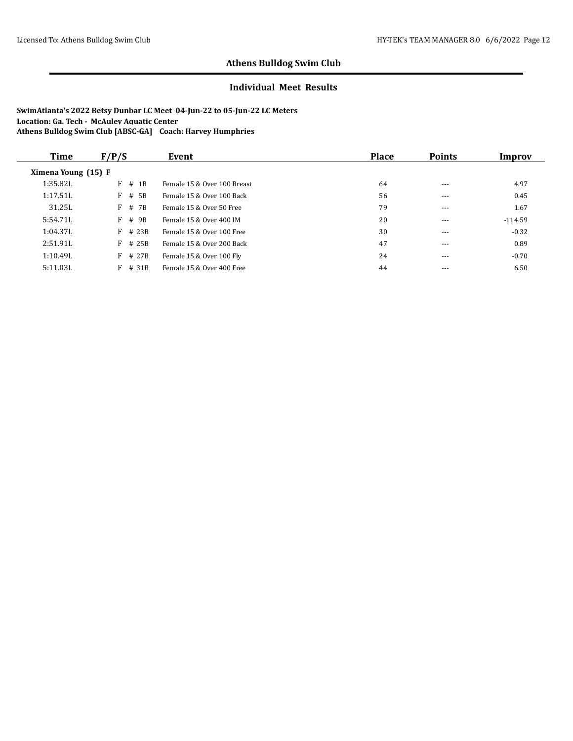## Athens Bulldog Swim Club

### Individual Meet Results

**SwimAtlanta's 2022 Betsy Dunbar LC Meet 04-Jun-22 to 05-Jun-22 LC Meters**
**Location: Ga. Tech - McAuley Aquatic Center**
**Athens Bulldog Swim Club [ABSC-GA] Coach: Harvey Humphries**

| Time | F/P/S | Event | Place | Points | Improv |
|---|---|---|---|---|---|
| **Ximena Young (15) F** | | | | | |
| 1:35.82L | F # 1B | Female 15 & Over 100 Breast | 64 | --- | 4.97 |
| 1:17.51L | F # 5B | Female 15 & Over 100 Back | 56 | --- | 0.45 |
| 31.25L | F # 7B | Female 15 & Over 50 Free | 79 | --- | 1.67 |
| 5:54.71L | F # 9B | Female 15 & Over 400 IM | 20 | --- | -114.59 |
| 1:04.37L | F # 23B | Female 15 & Over 100 Free | 30 | --- | -0.32 |
| 2:51.91L | F # 25B | Female 15 & Over 200 Back | 47 | --- | 0.89 |
| 1:10.49L | F # 27B | Female 15 & Over 100 Fly | 24 | --- | -0.70 |
| 5:11.03L | F # 31B | Female 15 & Over 400 Free | 44 | --- | 6.50 |